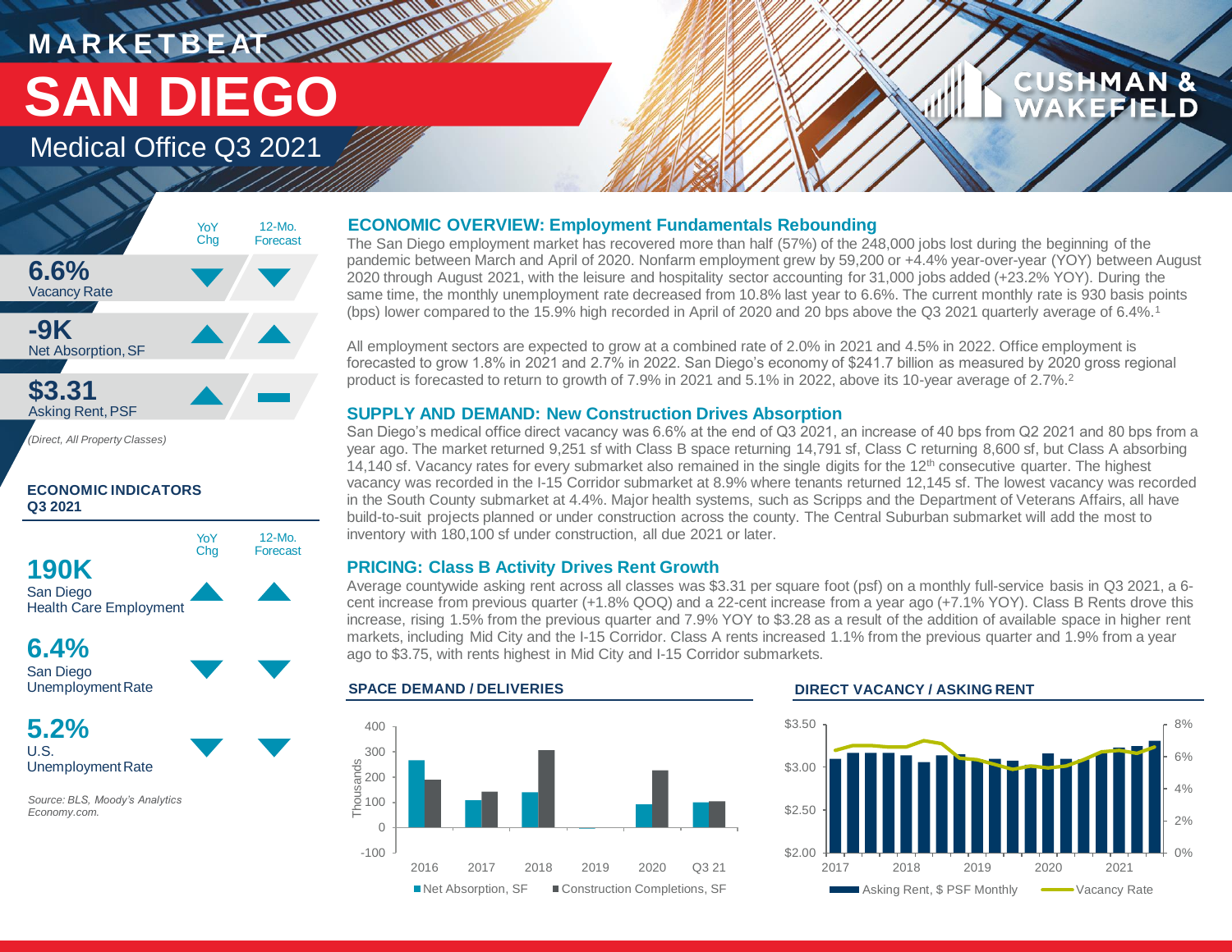# MARKETBEAT

# SAN DIEGO

## Medical Office Q3 2021

CUSHMAN & WAKEFIELD

| | YoY Chg | 12-Mo. Forecast |
|---|---|---|
| **6.6%** Vacancy Rate | ▼ | ▼ |
| **-9K** Net Absorption, SF | ▲ | ▲ |
| **$3.31** Asking Rent, PSF | ▲ | — |

*(Direct, All Property Classes)*

**ECONOMIC INDICATORS Q3 2021**

| | YoY Chg | 12-Mo. Forecast |
|---|---|---|
| **190K** San Diego Health Care Employment | ▲ | ▲ |
| **6.4%** San Diego Unemployment Rate | ▼ | ▼ |
| **5.2%** U.S. Unemployment Rate | ▼ | ▼ |

*Source: BLS, Moody's Analytics Economy.com.*

### ECONOMIC OVERVIEW: Employment Fundamentals Rebounding

The San Diego employment market has recovered more than half (57%) of the 248,000 jobs lost during the beginning of the pandemic between March and April of 2020. Nonfarm employment grew by 59,200 or +4.4% year-over-year (YOY) between August 2020 through August 2021, with the leisure and hospitality sector accounting for 31,000 jobs added (+23.2% YOY). During the same time, the monthly unemployment rate decreased from 10.8% last year to 6.6%. The current monthly rate is 930 basis points (bps) lower compared to the 15.9% high recorded in April of 2020 and 20 bps above the Q3 2021 quarterly average of 6.4%.[1]

All employment sectors are expected to grow at a combined rate of 2.0% in 2021 and 4.5% in 2022. Office employment is forecasted to grow 1.8% in 2021 and 2.7% in 2022. San Diego's economy of $241.7 billion as measured by 2020 gross regional product is forecasted to return to growth of 7.9% in 2021 and 5.1% in 2022, above its 10-year average of 2.7%.[2]

### SUPPLY AND DEMAND: New Construction Drives Absorption

San Diego's medical office direct vacancy was 6.6% at the end of Q3 2021, an increase of 40 bps from Q2 2021 and 80 bps from a year ago. The market returned 9,251 sf with Class B space returning 14,791 sf, Class C returning 8,600 sf, but Class A absorbing 14,140 sf. Vacancy rates for every submarket also remained in the single digits for the 12th consecutive quarter. The highest vacancy was recorded in the I-15 Corridor submarket at 8.9% where tenants returned 12,145 sf. The lowest vacancy was recorded in the South County submarket at 4.4%. Major health systems, such as Scripps and the Department of Veterans Affairs, all have build-to-suit projects planned or under construction across the county. The Central Suburban submarket will add the most to inventory with 180,100 sf under construction, all due 2021 or later.

### PRICING: Class B Activity Drives Rent Growth

Average countywide asking rent across all classes was $3.31 per square foot (psf) on a monthly full-service basis in Q3 2021, a 6-cent increase from previous quarter (+1.8% QOQ) and a 22-cent increase from a year ago (+7.1% YOY). Class B Rents drove this increase, rising 1.5% from the previous quarter and 7.9% YOY to $3.28 as a result of the addition of available space in higher rent markets, including Mid City and the I-15 Corridor. Class A rents increased 1.1% from the previous quarter and 1.9% from a year ago to $3.75, with rents highest in Mid City and I-15 Corridor submarkets.

**SPACE DEMAND / DELIVERIES**

**DIRECT VACANCY / ASKING RENT**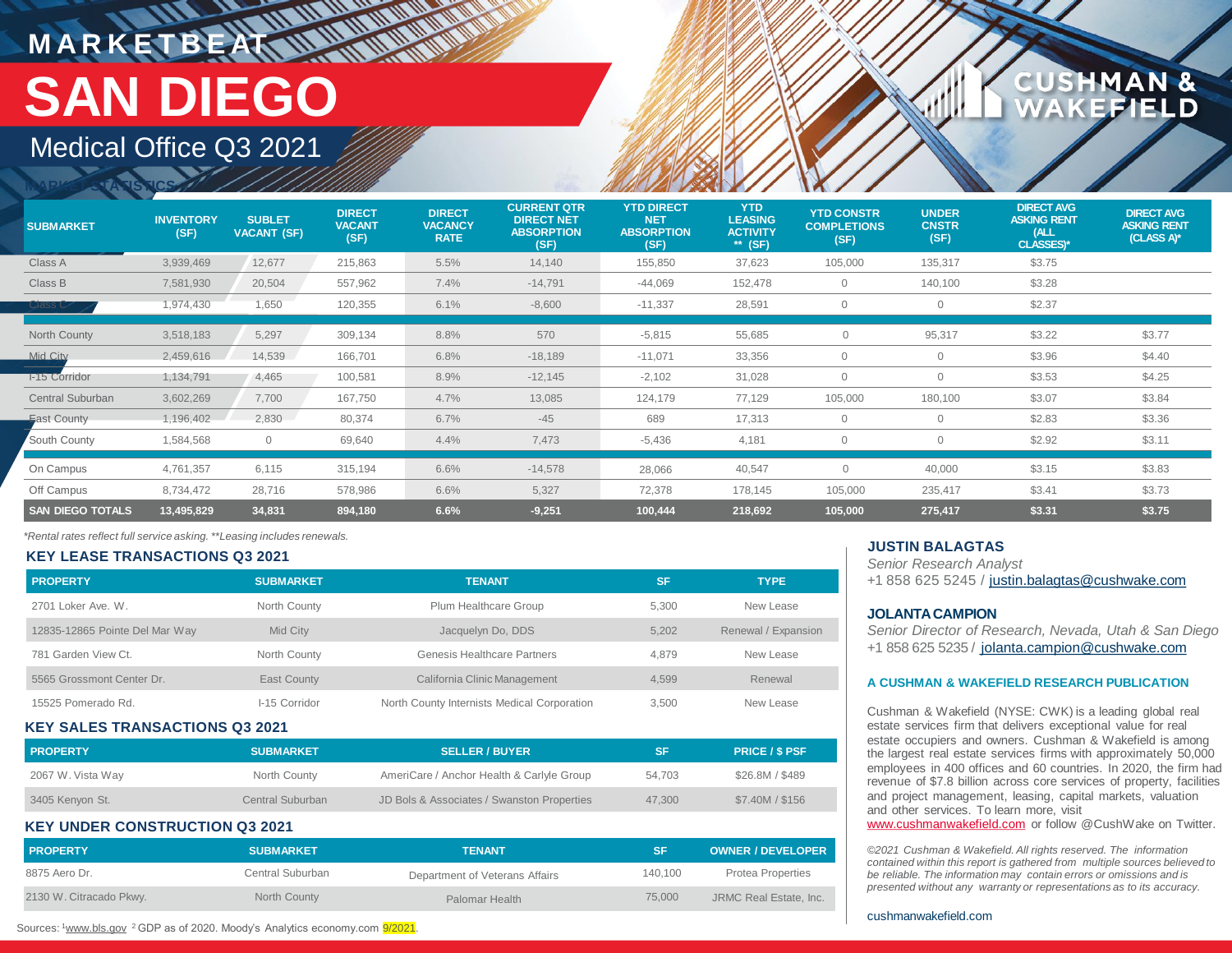# MARKETBEAT

# SAN DIEGO

## Medical Office Q3 2021

### MARKET STATISTICS

| SUBMARKET | INVENTORY (SF) | SUBLET VACANT (SF) | DIRECT VACANT (SF) | DIRECT VACANCY RATE | CURRENT QTR DIRECT NET ABSORPTION (SF) | YTD DIRECT NET ABSORPTION (SF) | YTD LEASING ACTIVITY ** (SF) | YTD CONSTR COMPLETIONS (SF) | UNDER CNSTR (SF) | DIRECT AVG ASKING RENT (ALL CLASSES)* | DIRECT AVG ASKING RENT (CLASS A)* |
|---|---|---|---|---|---|---|---|---|---|---|---|
| Class A | 3,939,469 | 12,677 | 215,863 | 5.5% | 14,140 | 155,850 | 37,623 | 105,000 | 135,317 | $3.75 | |
| Class B | 7,581,930 | 20,504 | 557,962 | 7.4% | -14,791 | -44,069 | 152,478 | 0 | 140,100 | $3.28 | |
| Class C | 1,974,430 | 1,650 | 120,355 | 6.1% | -8,600 | -11,337 | 28,591 | 0 | 0 | $2.37 | |
| North County | 3,518,183 | 5,297 | 309,134 | 8.8% | 570 | -5,815 | 55,685 | 0 | 95,317 | $3.22 | $3.77 |
| Mid City | 2,459,616 | 14,539 | 166,701 | 6.8% | -18,189 | -11,071 | 33,356 | 0 | 0 | $3.96 | $4.40 |
| I-15 Corridor | 1,134,791 | 4,465 | 100,581 | 8.9% | -12,145 | -2,102 | 31,028 | 0 | 0 | $3.53 | $4.25 |
| Central Suburban | 3,602,269 | 7,700 | 167,750 | 4.7% | 13,085 | 124,179 | 77,129 | 105,000 | 180,100 | $3.07 | $3.84 |
| East County | 1,196,402 | 2,830 | 80,374 | 6.7% | -45 | 689 | 17,313 | 0 | 0 | $2.83 | $3.36 |
| South County | 1,584,568 | 0 | 69,640 | 4.4% | 7,473 | -5,436 | 4,181 | 0 | 0 | $2.92 | $3.11 |
| On Campus | 4,761,357 | 6,115 | 315,194 | 6.6% | -14,578 | 28,066 | 40,547 | 0 | 40,000 | $3.15 | $3.83 |
| Off Campus | 8,734,472 | 28,716 | 578,986 | 6.6% | 5,327 | 72,378 | 178,145 | 105,000 | 235,417 | $3.41 | $3.73 |
| **SAN DIEGO TOTALS** | **13,495,829** | **34,831** | **894,180** | **6.6%** | **-9,251** | **100,444** | **218,692** | **105,000** | **275,417** | **$3.31** | **$3.75** |

*Rental rates reflect full service asking. **Leasing includes renewals.*

### KEY LEASE TRANSACTIONS Q3 2021

| PROPERTY | SUBMARKET | TENANT | SF | TYPE |
|---|---|---|---|---|
| 2701 Loker Ave. W. | North County | Plum Healthcare Group | 5,300 | New Lease |
| 12835-12865 Pointe Del Mar Way | Mid City | Jacquelyn Do, DDS | 5,202 | Renewal / Expansion |
| 781 Garden View Ct. | North County | Genesis Healthcare Partners | 4,879 | New Lease |
| 5565 Grossmont Center Dr. | East County | California Clinic Management | 4,599 | Renewal |
| 15525 Pomerado Rd. | I-15 Corridor | North County Internists Medical Corporation | 3,500 | New Lease |

### KEY SALES TRANSACTIONS Q3 2021

| PROPERTY | SUBMARKET | SELLER / BUYER | SF | PRICE / $ PSF |
|---|---|---|---|---|
| 2067 W. Vista Way | North County | AmeriCare / Anchor Health & Carlyle Group | 54,703 | $26.8M / $489 |
| 3405 Kenyon St. | Central Suburban | JD Bols & Associates / Swanston Properties | 47,300 | $7.40M / $156 |

### KEY UNDER CONSTRUCTION Q3 2021

| PROPERTY | SUBMARKET | TENANT | SF | OWNER / DEVELOPER |
|---|---|---|---|---|
| 8875 Aero Dr. | Central Suburban | Department of Veterans Affairs | 140,100 | Protea Properties |
| 2130 W. Citracado Pkwy. | North County | Palomar Health | 75,000 | JRMC Real Estate, Inc. |

Sources: [1]www.bls.gov [2] GDP as of 2020. Moody's Analytics economy.com 9/2021.

**JUSTIN BALAGTAS**
*Senior Research Analyst*
+1 858 625 5245 / justin.balagtas@cushwake.com

**JOLANTA CAMPION**
*Senior Director of Research, Nevada, Utah & San Diego*
+1 858 625 5235 / jolanta.campion@cushwake.com

**A CUSHMAN & WAKEFIELD RESEARCH PUBLICATION**

Cushman & Wakefield (NYSE: CWK) is a leading global real estate services firm that delivers exceptional value for real estate occupiers and owners. Cushman & Wakefield is among the largest real estate services firms with approximately 50,000 employees in 400 offices and 60 countries. In 2020, the firm had revenue of $7.8 billion across core services of property, facilities and project management, leasing, capital markets, valuation and other services. To learn more, visit www.cushmanwakefield.com or follow @CushWake on Twitter.

*©2021 Cushman & Wakefield. All rights reserved. The information contained within this report is gathered from multiple sources believed to be reliable. The information may contain errors or omissions and is presented without any warranty or representations as to its accuracy.*

cushmanwakefield.com